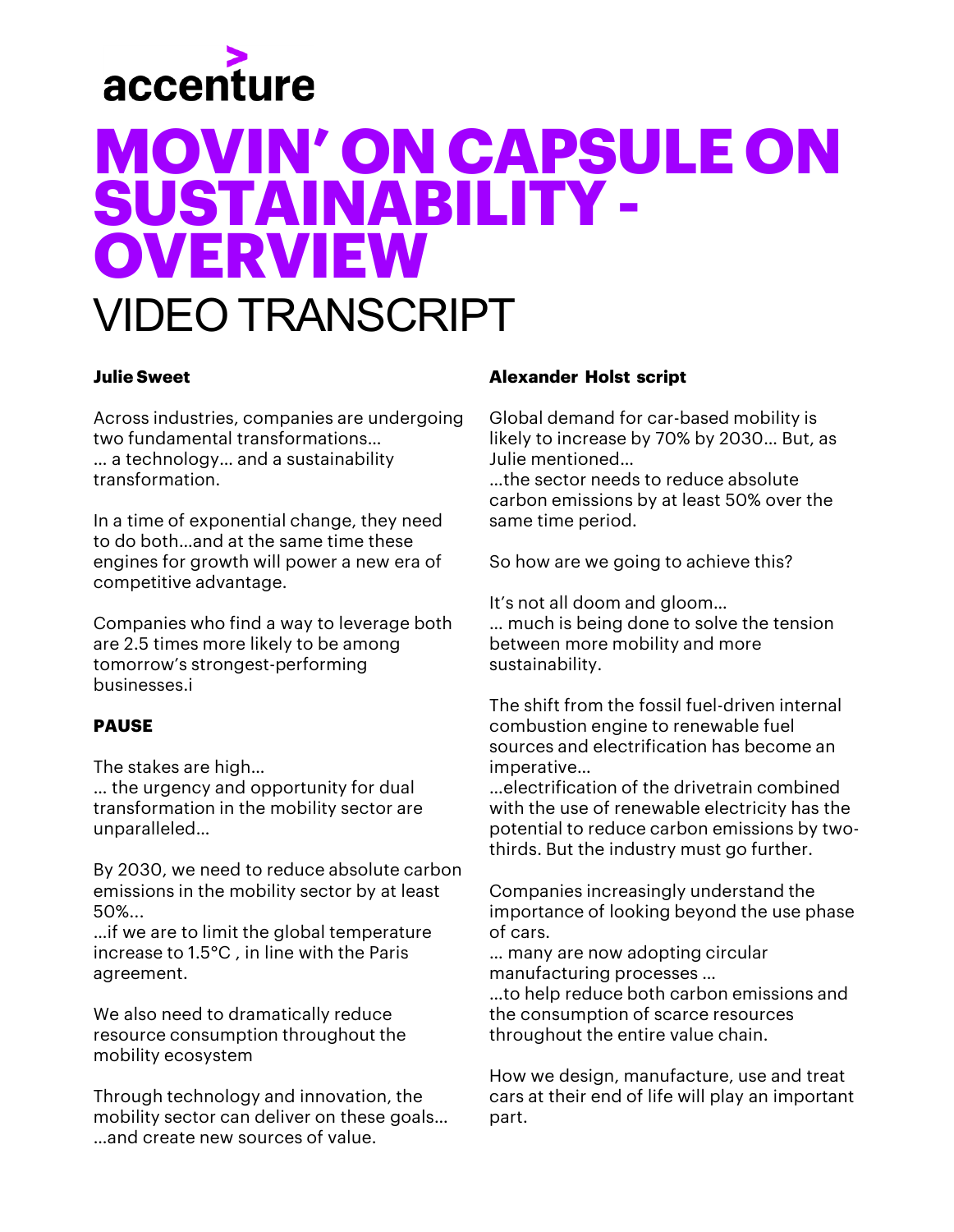accenture

# MOVIN' ON CAPSULE ON SUSTAINABILITY - OVERVIEW

## VIDEO TRANSCRIPT

**Julie Sweet**

Across industries, companies are undergoing two fundamental transformations…
… a technology… and a sustainability transformation.

In a time of exponential change, they need to do both…and at the same time these engines for growth will power a new era of competitive advantage.

Companies who find a way to leverage both are 2.5 times more likely to be among tomorrow's strongest-performing businesses.i

**PAUSE**

The stakes are high…
… the urgency and opportunity for dual transformation in the mobility sector are unparalleled…

By 2030, we need to reduce absolute carbon emissions in the mobility sector by at least 50%…
…if we are to limit the global temperature increase to 1.5°C , in line with the Paris agreement.

We also need to dramatically reduce resource consumption throughout the mobility ecosystem

Through technology and innovation, the mobility sector can deliver on these goals…
…and create new sources of value.

**Alexander Holst script**

Global demand for car-based mobility is likely to increase by 70% by 2030… But, as Julie mentioned…
…the sector needs to reduce absolute carbon emissions by at least 50% over the same time period.

So how are we going to achieve this?

It's not all doom and gloom…
… much is being done to solve the tension between more mobility and more sustainability.

The shift from the fossil fuel-driven internal combustion engine to renewable fuel sources and electrification has become an imperative…
…electrification of the drivetrain combined with the use of renewable electricity has the potential to reduce carbon emissions by two-thirds. But the industry must go further.

Companies increasingly understand the importance of looking beyond the use phase of cars.
… many are now adopting circular manufacturing processes …
…to help reduce both carbon emissions and the consumption of scarce resources throughout the entire value chain.

How we design, manufacture, use and treat cars at their end of life will play an important part.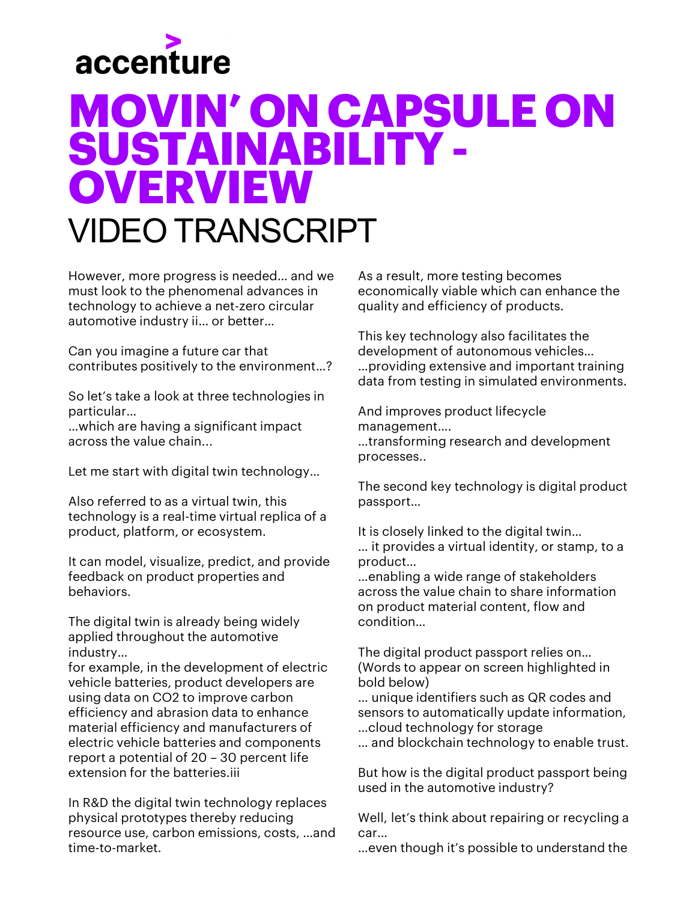# MOVIN' ON CAPSULE ON SUSTAINABILITY - OVERVIEW

## VIDEO TRANSCRIPT

However, more progress is needed… and we must look to the phenomenal advances in technology to achieve a net-zero circular automotive industry ii… or better…

Can you imagine a future car that contributes positively to the environment…?

So let's take a look at three technologies in particular…
…which are having a significant impact across the value chain...

Let me start with digital twin technology…

Also referred to as a virtual twin, this technology is a real-time virtual replica of a product, platform, or ecosystem.

It can model, visualize, predict, and provide feedback on product properties and behaviors.

The digital twin is already being widely applied throughout the automotive industry…
for example, in the development of electric vehicle batteries, product developers are using data on CO2 to improve carbon efficiency and abrasion data to enhance material efficiency and manufacturers of electric vehicle batteries and components report a potential of 20 – 30 percent life extension for the batteries.iii

In R&D the digital twin technology replaces physical prototypes thereby reducing resource use, carbon emissions, costs, …and time-to-market.

As a result, more testing becomes economically viable which can enhance the quality and efficiency of products.

This key technology also facilitates the development of autonomous vehicles…
…providing extensive and important training data from testing in simulated environments.

And improves product lifecycle management….
…transforming research and development processes..

The second key technology is digital product passport…

It is closely linked to the digital twin…
… it provides a virtual identity, or stamp, to a product…
…enabling a wide range of stakeholders across the value chain to share information on product material content, flow and condition…

The digital product passport relies on…
(Words to appear on screen highlighted in bold below)
… unique identifiers such as QR codes and sensors to automatically update information,
…cloud technology for storage
… and blockchain technology to enable trust.

But how is the digital product passport being used in the automotive industry?

Well, let's think about repairing or recycling a car…
…even though it's possible to understand the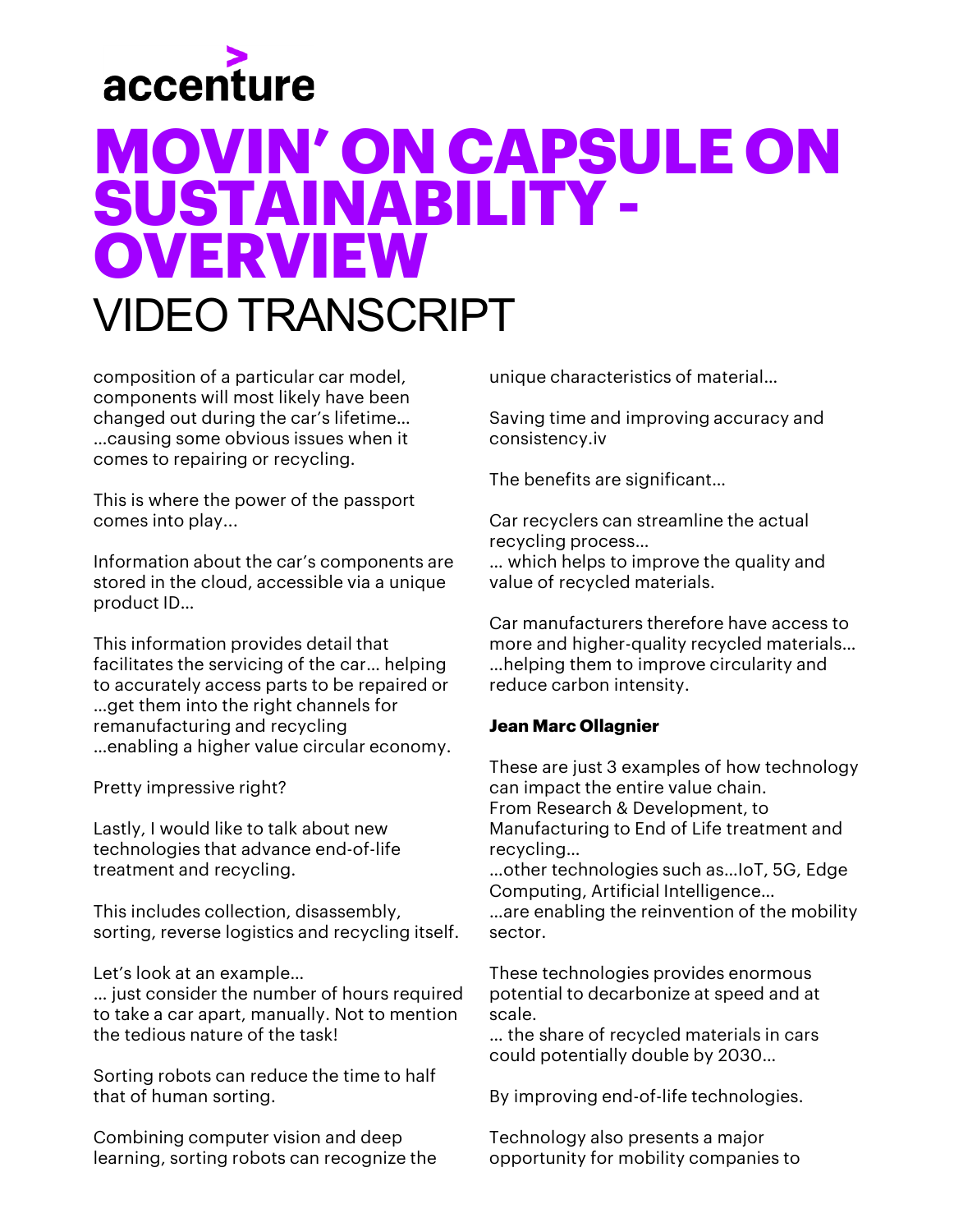# MOVIN' ON CAPSULE ON SUSTAINABILITY - OVERVIEW

## VIDEO TRANSCRIPT

composition of a particular car model, components will most likely have been changed out during the car's lifetime… …causing some obvious issues when it comes to repairing or recycling.

This is where the power of the passport comes into play…

Information about the car's components are stored in the cloud, accessible via a unique product ID…

This information provides detail that facilitates the servicing of the car… helping to accurately access parts to be repaired or …get them into the right channels for remanufacturing and recycling …enabling a higher value circular economy.

Pretty impressive right?

Lastly, I would like to talk about new technologies that advance end-of-life treatment and recycling.

This includes collection, disassembly, sorting, reverse logistics and recycling itself.

Let's look at an example…
… just consider the number of hours required to take a car apart, manually. Not to mention the tedious nature of the task!

Sorting robots can reduce the time to half that of human sorting.

Combining computer vision and deep learning, sorting robots can recognize the unique characteristics of material…

Saving time and improving accuracy and consistency.iv

The benefits are significant…

Car recyclers can streamline the actual recycling process…
… which helps to improve the quality and value of recycled materials.

Car manufacturers therefore have access to more and higher-quality recycled materials… …helping them to improve circularity and reduce carbon intensity.

**Jean Marc Ollagnier**

These are just 3 examples of how technology can impact the entire value chain.
From Research & Development, to Manufacturing to End of Life treatment and recycling…
…other technologies such as…IoT, 5G, Edge Computing, Artificial Intelligence…
…are enabling the reinvention of the mobility sector.

These technologies provides enormous potential to decarbonize at speed and at scale.
… the share of recycled materials in cars could potentially double by 2030…

By improving end-of-life technologies.

Technology also presents a major opportunity for mobility companies to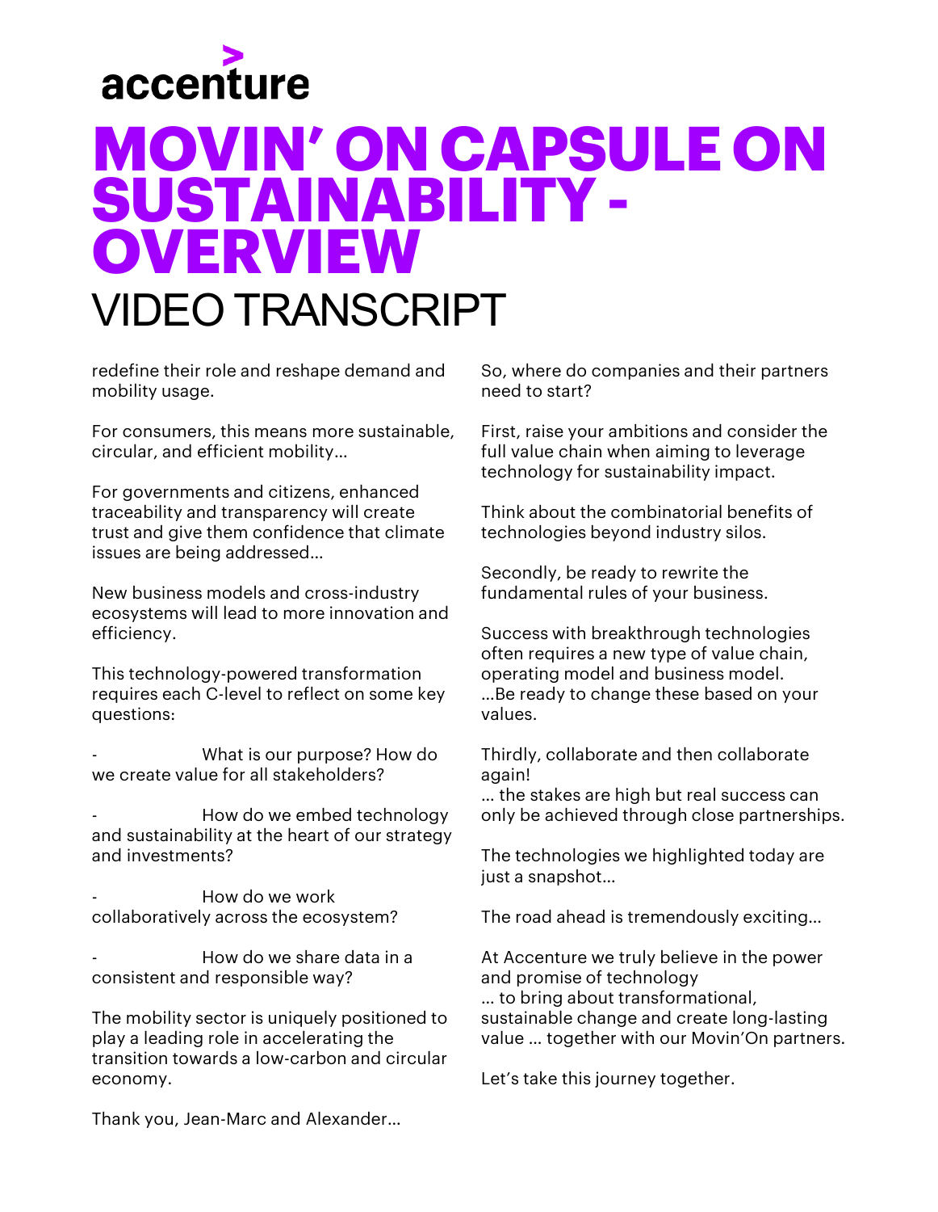# MOVIN' ON CAPSULE ON SUSTAINABILITY - OVERVIEW

## VIDEO TRANSCRIPT

redefine their role and reshape demand and mobility usage.

For consumers, this means more sustainable, circular, and efficient mobility…

For governments and citizens, enhanced traceability and transparency will create trust and give them confidence that climate issues are being addressed…

New business models and cross-industry ecosystems will lead to more innovation and efficiency.

This technology-powered transformation requires each C-level to reflect on some key questions:

- What is our purpose? How do we create value for all stakeholders?
- How do we embed technology and sustainability at the heart of our strategy and investments?
- How do we work collaboratively across the ecosystem?
- How do we share data in a consistent and responsible way?

The mobility sector is uniquely positioned to play a leading role in accelerating the transition towards a low-carbon and circular economy.

Thank you, Jean-Marc and Alexander…

So, where do companies and their partners need to start?

First, raise your ambitions and consider the full value chain when aiming to leverage technology for sustainability impact.

Think about the combinatorial benefits of technologies beyond industry silos.

Secondly, be ready to rewrite the fundamental rules of your business.

Success with breakthrough technologies often requires a new type of value chain, operating model and business model. …Be ready to change these based on your values.

Thirdly, collaborate and then collaborate again!
… the stakes are high but real success can only be achieved through close partnerships.

The technologies we highlighted today are just a snapshot…

The road ahead is tremendously exciting…

At Accenture we truly believe in the power and promise of technology
… to bring about transformational, sustainable change and create long-lasting value … together with our Movin'On partners.

Let's take this journey together.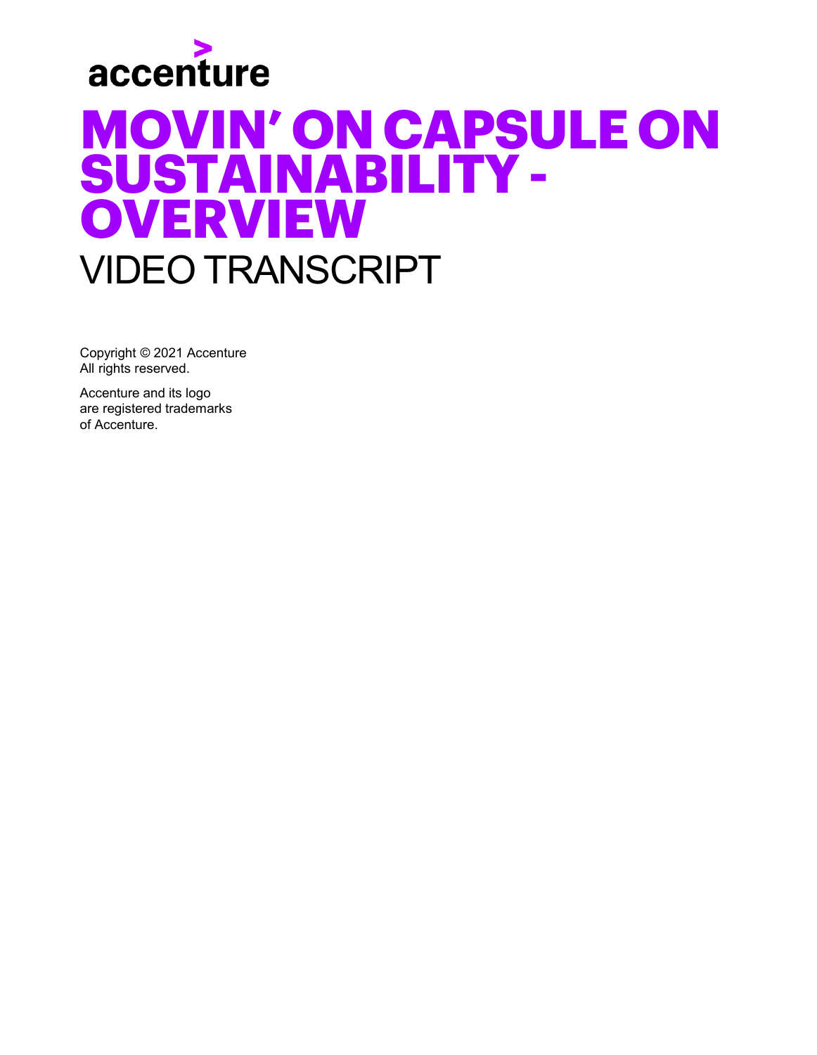accenture

# MOVIN' ON CAPSULE ON SUSTAINABILITY - OVERVIEW

## VIDEO TRANSCRIPT

Copyright © 2021 Accenture
All rights reserved.

Accenture and its logo
are registered trademarks
of Accenture.